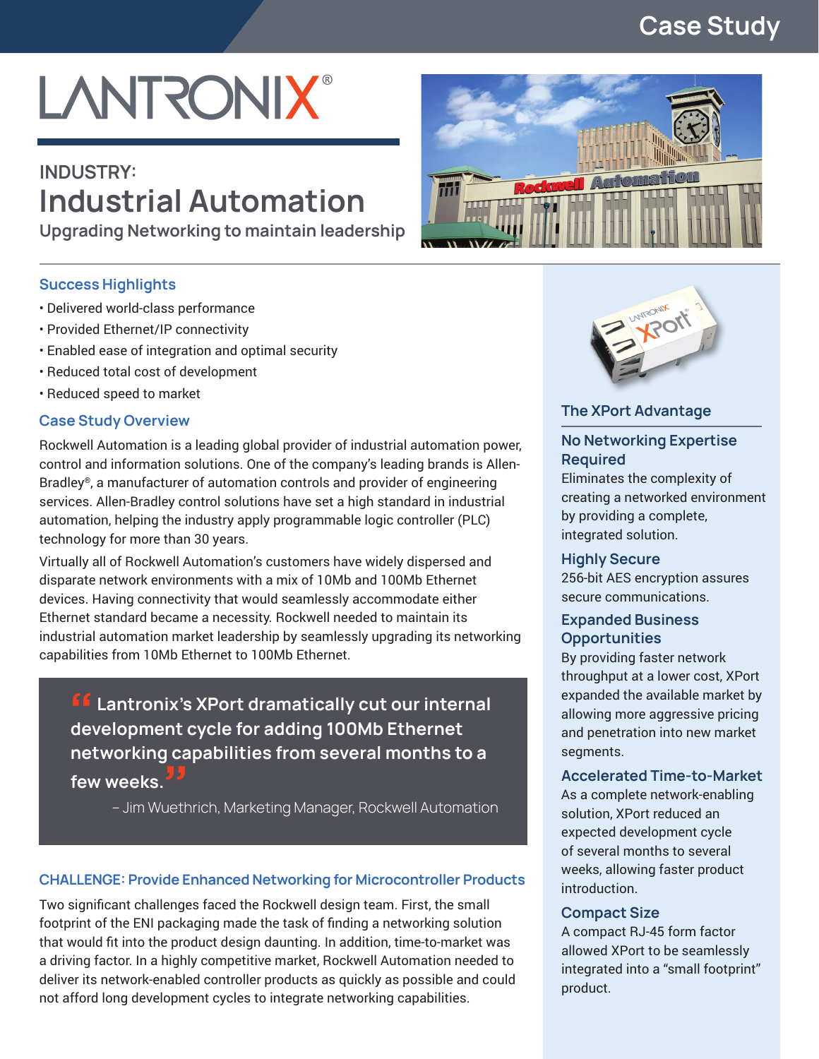Case Study

LANTRONIX®

INDUSTRY:

# Industrial Automation

Upgrading Networking to maintain leadership

## Success Highlights

- Delivered world-class performance
- Provided Ethernet/IP connectivity
- Enabled ease of integration and optimal security
- Reduced total cost of development
- Reduced speed to market

## Case Study Overview

Rockwell Automation is a leading global provider of industrial automation power, control and information solutions. One of the company's leading brands is Allen-Bradley®, a manufacturer of automation controls and provider of engineering services. Allen-Bradley control solutions have set a high standard in industrial automation, helping the industry apply programmable logic controller (PLC) technology for more than 30 years.

Virtually all of Rockwell Automation's customers have widely dispersed and disparate network environments with a mix of 10Mb and 100Mb Ethernet devices. Having connectivity that would seamlessly accommodate either Ethernet standard became a necessity. Rockwell needed to maintain its industrial automation market leadership by seamlessly upgrading its networking capabilities from 10Mb Ethernet to 100Mb Ethernet.

> "Lantronix's XPort dramatically cut our internal development cycle for adding 100Mb Ethernet networking capabilities from several months to a few weeks."
>
> – Jim Wuethrich, Marketing Manager, Rockwell Automation

## CHALLENGE: Provide Enhanced Networking for Microcontroller Products

Two significant challenges faced the Rockwell design team. First, the small footprint of the ENI packaging made the task of finding a networking solution that would fit into the product design daunting. In addition, time-to-market was a driving factor. In a highly competitive market, Rockwell Automation needed to deliver its network-enabled controller products as quickly as possible and could not afford long development cycles to integrate networking capabilities.

## The XPort Advantage

### No Networking Expertise Required

Eliminates the complexity of creating a networked environment by providing a complete, integrated solution.

### Highly Secure

256-bit AES encryption assures secure communications.

### Expanded Business Opportunities

By providing faster network throughput at a lower cost, XPort expanded the available market by allowing more aggressive pricing and penetration into new market segments.

### Accelerated Time-to-Market

As a complete network-enabling solution, XPort reduced an expected development cycle of several months to several weeks, allowing faster product introduction.

### Compact Size

A compact RJ-45 form factor allowed XPort to be seamlessly integrated into a "small footprint" product.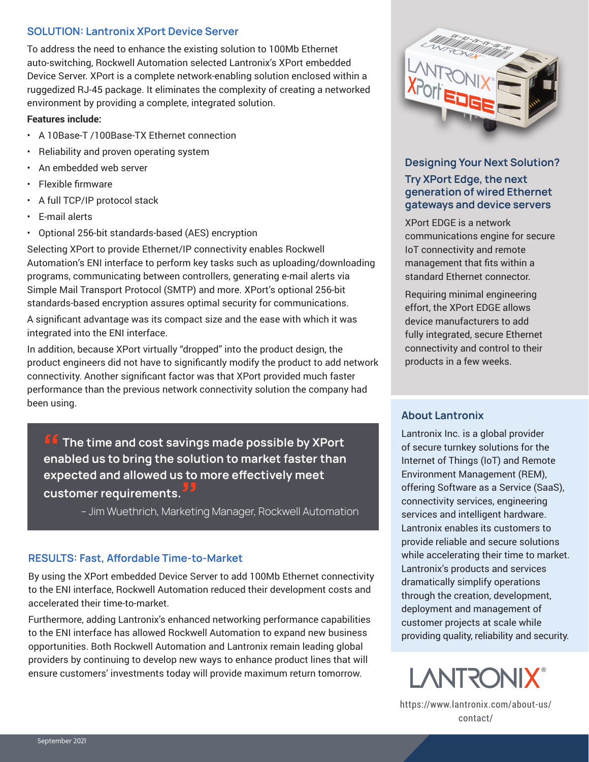## SOLUTION: Lantronix XPort Device Server

To address the need to enhance the existing solution to 100Mb Ethernet auto-switching, Rockwell Automation selected Lantronix's XPort embedded Device Server. XPort is a complete network-enabling solution enclosed within a ruggedized RJ-45 package. It eliminates the complexity of creating a networked environment by providing a complete, integrated solution.

**Features include:**

- A 10Base-T /100Base-TX Ethernet connection
- Reliability and proven operating system
- An embedded web server
- Flexible firmware
- A full TCP/IP protocol stack
- E-mail alerts
- Optional 256-bit standards-based (AES) encryption

Selecting XPort to provide Ethernet/IP connectivity enables Rockwell Automation's ENI interface to perform key tasks such as uploading/downloading programs, communicating between controllers, generating e-mail alerts via Simple Mail Transport Protocol (SMTP) and more. XPort's optional 256-bit standards-based encryption assures optimal security for communications.

A significant advantage was its compact size and the ease with which it was integrated into the ENI interface.

In addition, because XPort virtually "dropped" into the product design, the product engineers did not have to significantly modify the product to add network connectivity. Another significant factor was that XPort provided much faster performance than the previous network connectivity solution the company had been using.

> **"The time and cost savings made possible by XPort enabled us to bring the solution to market faster than expected and allowed us to more effectively meet customer requirements."**
>
> – Jim Wuethrich, Marketing Manager, Rockwell Automation

## RESULTS: Fast, Affordable Time-to-Market

By using the XPort embedded Device Server to add 100Mb Ethernet connectivity to the ENI interface, Rockwell Automation reduced their development costs and accelerated their time-to-market.

Furthermore, adding Lantronix's enhanced networking performance capabilities to the ENI interface has allowed Rockwell Automation to expand new business opportunities. Both Rockwell Automation and Lantronix remain leading global providers by continuing to develop new ways to enhance product lines that will ensure customers' investments today will provide maximum return tomorrow.

### Designing Your Next Solution?

### Try XPort Edge, the next generation of wired Ethernet gateways and device servers

XPort EDGE is a network communications engine for secure IoT connectivity and remote management that fits within a standard Ethernet connector.

Requiring minimal engineering effort, the XPort EDGE allows device manufacturers to add fully integrated, secure Ethernet connectivity and control to their products in a few weeks.

### About Lantronix

Lantronix Inc. is a global provider of secure turnkey solutions for the Internet of Things (IoT) and Remote Environment Management (REM), offering Software as a Service (SaaS), connectivity services, engineering services and intelligent hardware. Lantronix enables its customers to provide reliable and secure solutions while accelerating their time to market. Lantronix's products and services dramatically simplify operations through the creation, development, deployment and management of customer projects at scale while providing quality, reliability and security.

LANTRONIX®

https://www.lantronix.com/about-us/contact/

September 2021